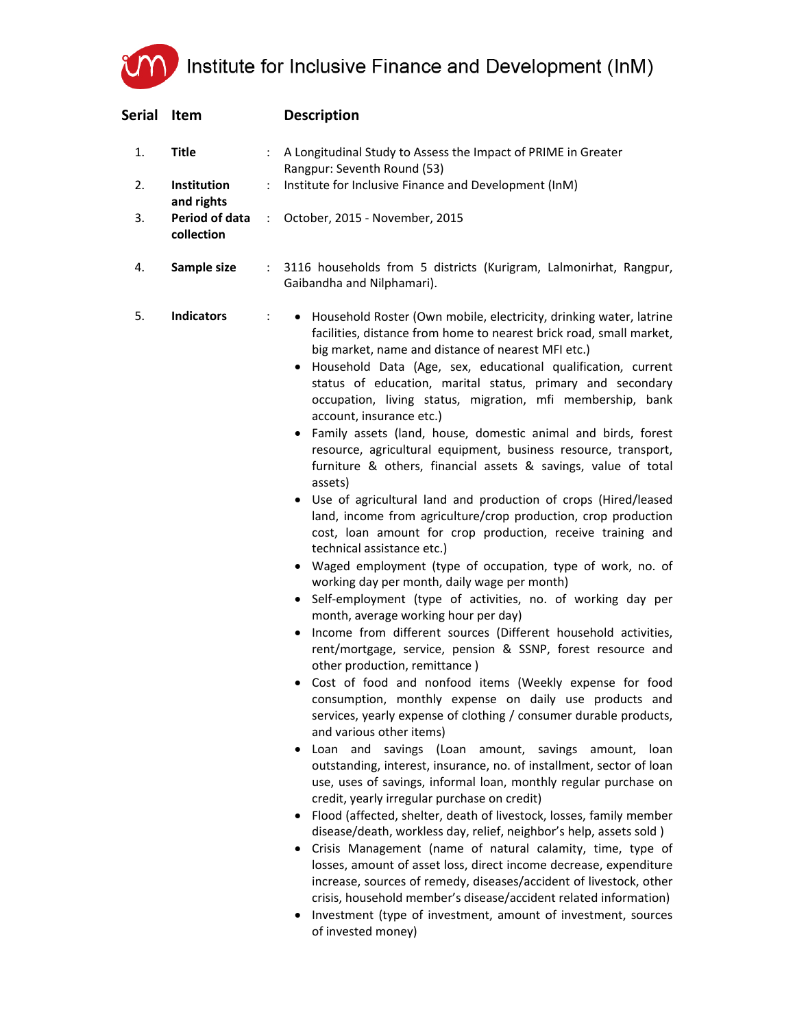# Institute for Inclusive Finance and Development (InM)

| Serial | Item | | Description |
|---|---|---|---|
| 1. | **Title** | : | A Longitudinal Study to Assess the Impact of PRIME in Greater Rangpur: Seventh Round (53) |
| 2. | **Institution and rights** | : | Institute for Inclusive Finance and Development (InM) |
| 3. | **Period of data collection** | : | October, 2015 - November, 2015 |
| 4. | **Sample size** | : | 3116 households from 5 districts (Kurigram, Lalmonirhat, Rangpur, Gaibandha and Nilphamari). |
| 5. | **Indicators** | : | • Household Roster (Own mobile, electricity, drinking water, latrine facilities, distance from home to nearest brick road, small market, big market, name and distance of nearest MFI etc.)<br>• Household Data (Age, sex, educational qualification, current status of education, marital status, primary and secondary occupation, living status, migration, mfi membership, bank account, insurance etc.)<br>• Family assets (land, house, domestic animal and birds, forest resource, agricultural equipment, business resource, transport, furniture & others, financial assets & savings, value of total assets)<br>• Use of agricultural land and production of crops (Hired/leased land, income from agriculture/crop production, crop production cost, loan amount for crop production, receive training and technical assistance etc.)<br>• Waged employment (type of occupation, type of work, no. of working day per month, daily wage per month)<br>• Self-employment (type of activities, no. of working day per month, average working hour per day)<br>• Income from different sources (Different household activities, rent/mortgage, service, pension & SSNP, forest resource and other production, remittance )<br>• Cost of food and nonfood items (Weekly expense for food consumption, monthly expense on daily use products and services, yearly expense of clothing / consumer durable products, and various other items)<br>• Loan and savings (Loan amount, savings amount, loan outstanding, interest, insurance, no. of installment, sector of loan use, uses of savings, informal loan, monthly regular purchase on credit, yearly irregular purchase on credit)<br>• Flood (affected, shelter, death of livestock, losses, family member disease/death, workless day, relief, neighbor's help, assets sold )<br>• Crisis Management (name of natural calamity, time, type of losses, amount of asset loss, direct income decrease, expenditure increase, sources of remedy, diseases/accident of livestock, other crisis, household member's disease/accident related information)<br>• Investment (type of investment, amount of investment, sources of invested money) |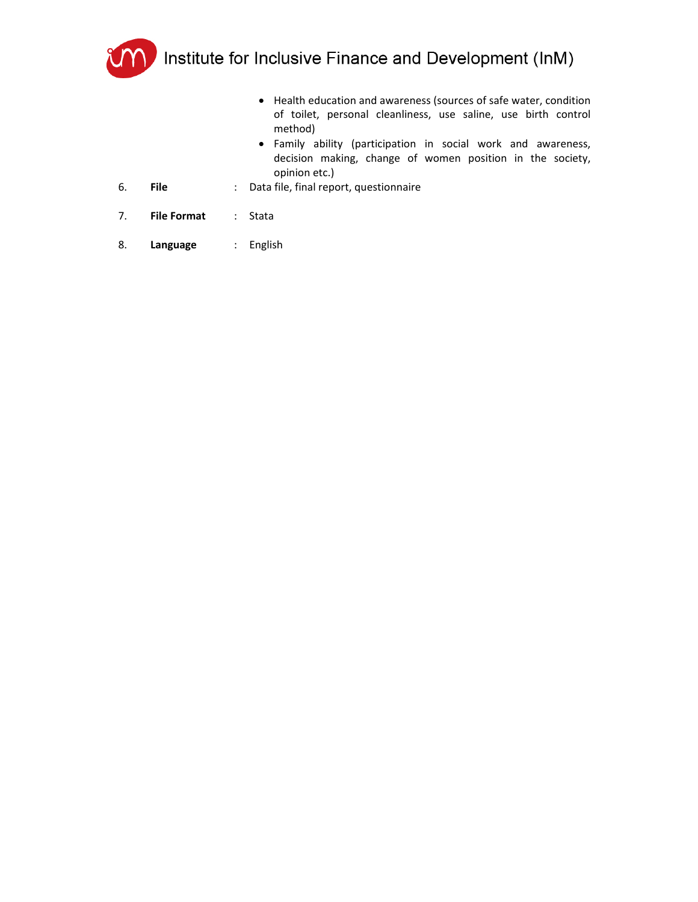- Health education and awareness (sources of safe water, condition of toilet, personal cleanliness, use saline, use birth control method)
- Family ability (participation in social work and awareness, decision making, change of women position in the society, opinion etc.)

6. **File** : Data file, final report, questionnaire

7. **File Format** : Stata

8. **Language** : English